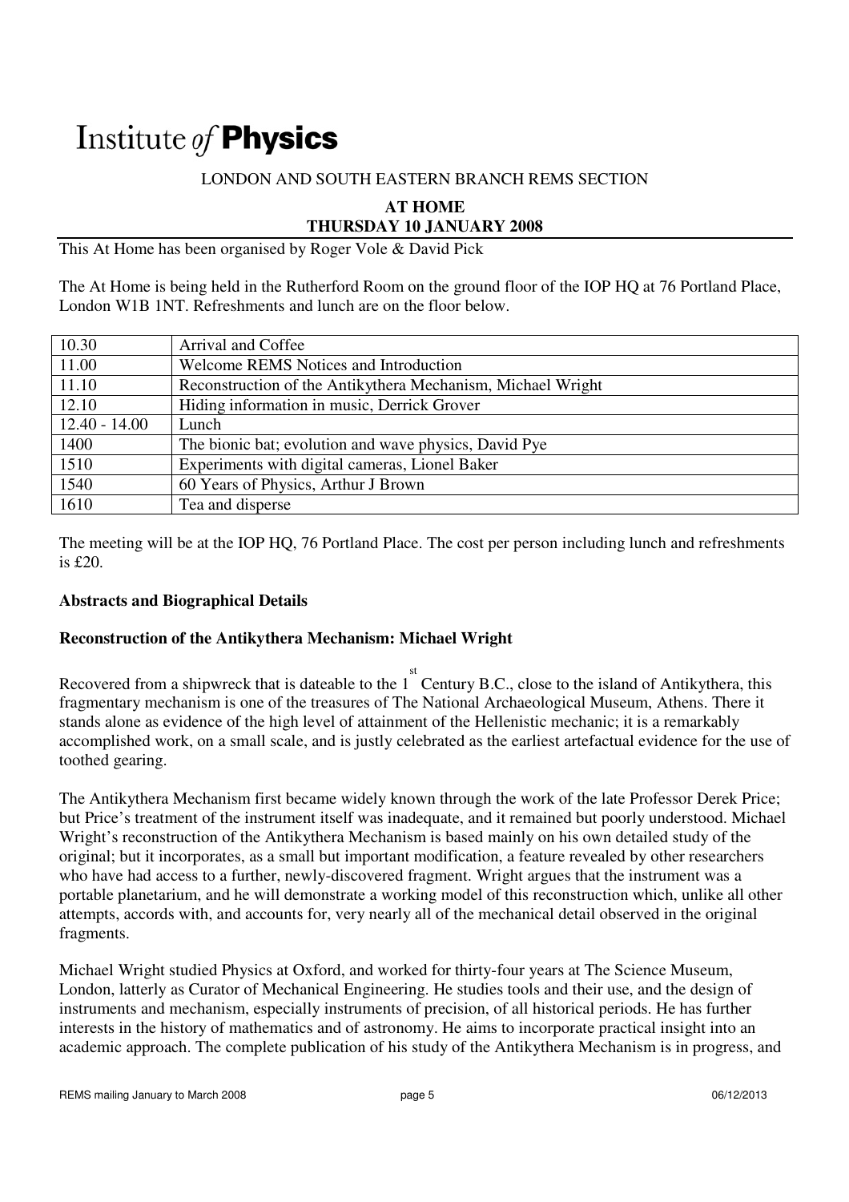# Institute *of* **Physics**

LONDON AND SOUTH EASTERN BRANCH REMS SECTION

**AT HOME**
**THURSDAY 10 JANUARY 2008**

This At Home has been organised by Roger Vole & David Pick

The At Home is being held in the Rutherford Room on the ground floor of the IOP HQ at 76 Portland Place, London W1B 1NT. Refreshments and lunch are on the floor below.

| | |
|---|---|
| 10.30 | Arrival and Coffee |
| 11.00 | Welcome REMS Notices and Introduction |
| 11.10 | Reconstruction of the Antikythera Mechanism, Michael Wright |
| 12.10 | Hiding information in music, Derrick Grover |
| 12.40 - 14.00 | Lunch |
| 1400 | The bionic bat; evolution and wave physics, David Pye |
| 1510 | Experiments with digital cameras, Lionel Baker |
| 1540 | 60 Years of Physics, Arthur J Brown |
| 1610 | Tea and disperse |

The meeting will be at the IOP HQ, 76 Portland Place. The cost per person including lunch and refreshments is £20.

**Abstracts and Biographical Details**

**Reconstruction of the Antikythera Mechanism: Michael Wright**

Recovered from a shipwreck that is dateable to the 1st Century B.C., close to the island of Antikythera, this fragmentary mechanism is one of the treasures of The National Archaeological Museum, Athens. There it stands alone as evidence of the high level of attainment of the Hellenistic mechanic; it is a remarkably accomplished work, on a small scale, and is justly celebrated as the earliest artefactual evidence for the use of toothed gearing.

The Antikythera Mechanism first became widely known through the work of the late Professor Derek Price; but Price's treatment of the instrument itself was inadequate, and it remained but poorly understood. Michael Wright's reconstruction of the Antikythera Mechanism is based mainly on his own detailed study of the original; but it incorporates, as a small but important modification, a feature revealed by other researchers who have had access to a further, newly-discovered fragment. Wright argues that the instrument was a portable planetarium, and he will demonstrate a working model of this reconstruction which, unlike all other attempts, accords with, and accounts for, very nearly all of the mechanical detail observed in the original fragments.

Michael Wright studied Physics at Oxford, and worked for thirty-four years at The Science Museum, London, latterly as Curator of Mechanical Engineering. He studies tools and their use, and the design of instruments and mechanism, especially instruments of precision, of all historical periods. He has further interests in the history of mathematics and of astronomy. He aims to incorporate practical insight into an academic approach. The complete publication of his study of the Antikythera Mechanism is in progress, and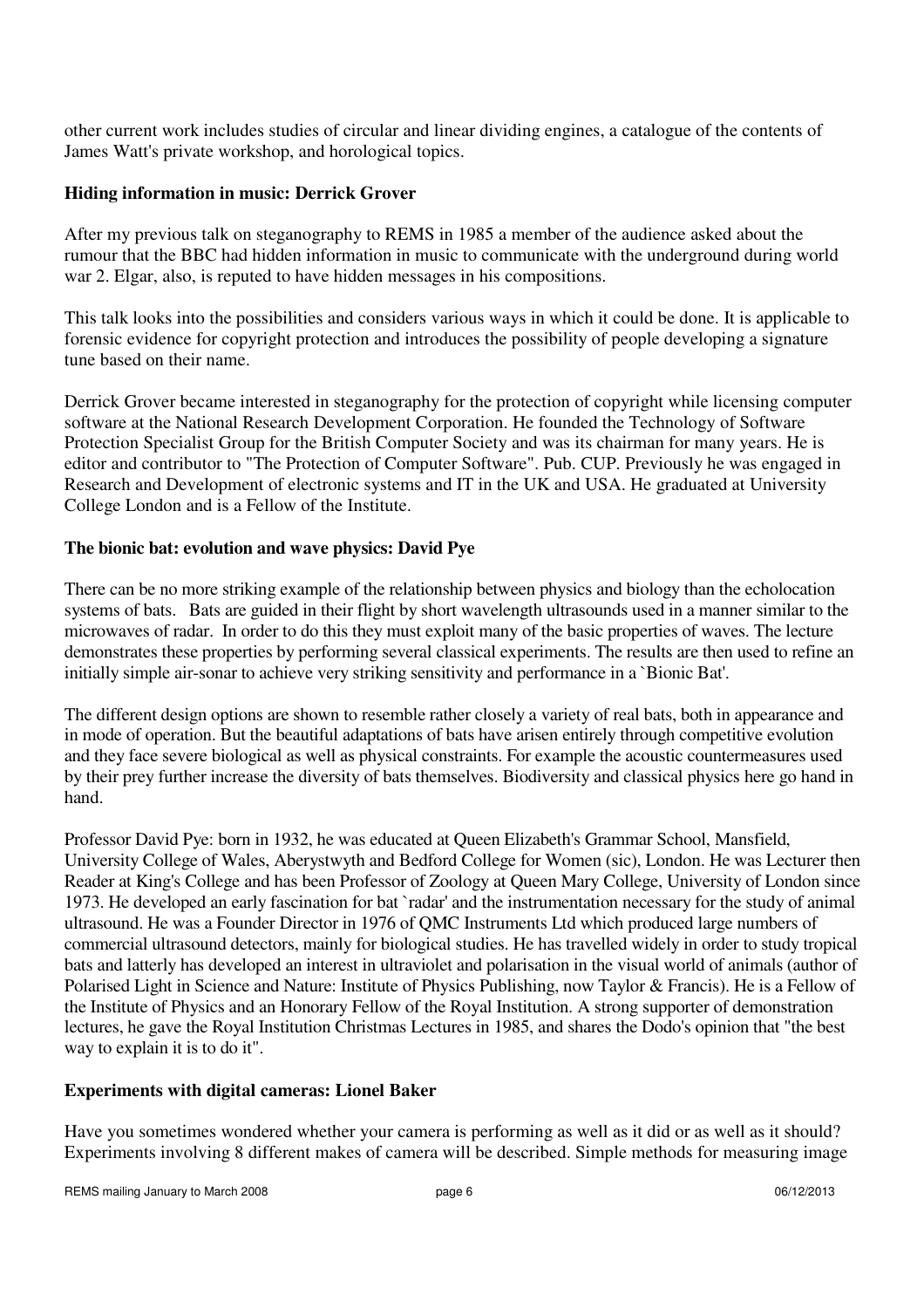other current work includes studies of circular and linear dividing engines, a catalogue of the contents of James Watt's private workshop, and horological topics.

**Hiding information in music: Derrick Grover**

After my previous talk on steganography to REMS in 1985 a member of the audience asked about the rumour that the BBC had hidden information in music to communicate with the underground during world war 2. Elgar, also, is reputed to have hidden messages in his compositions.

This talk looks into the possibilities and considers various ways in which it could be done. It is applicable to forensic evidence for copyright protection and introduces the possibility of people developing a signature tune based on their name.

Derrick Grover became interested in steganography for the protection of copyright while licensing computer software at the National Research Development Corporation. He founded the Technology of Software Protection Specialist Group for the British Computer Society and was its chairman for many years. He is editor and contributor to "The Protection of Computer Software". Pub. CUP. Previously he was engaged in Research and Development of electronic systems and IT in the UK and USA. He graduated at University College London and is a Fellow of the Institute.

**The bionic bat: evolution and wave physics: David Pye**

There can be no more striking example of the relationship between physics and biology than the echolocation systems of bats. Bats are guided in their flight by short wavelength ultrasounds used in a manner similar to the microwaves of radar. In order to do this they must exploit many of the basic properties of waves. The lecture demonstrates these properties by performing several classical experiments. The results are then used to refine an initially simple air-sonar to achieve very striking sensitivity and performance in a `Bionic Bat'.

The different design options are shown to resemble rather closely a variety of real bats, both in appearance and in mode of operation. But the beautiful adaptations of bats have arisen entirely through competitive evolution and they face severe biological as well as physical constraints. For example the acoustic countermeasures used by their prey further increase the diversity of bats themselves. Biodiversity and classical physics here go hand in hand.

Professor David Pye: born in 1932, he was educated at Queen Elizabeth's Grammar School, Mansfield, University College of Wales, Aberystwyth and Bedford College for Women (sic), London. He was Lecturer then Reader at King's College and has been Professor of Zoology at Queen Mary College, University of London since 1973. He developed an early fascination for bat `radar' and the instrumentation necessary for the study of animal ultrasound. He was a Founder Director in 1976 of QMC Instruments Ltd which produced large numbers of commercial ultrasound detectors, mainly for biological studies. He has travelled widely in order to study tropical bats and latterly has developed an interest in ultraviolet and polarisation in the visual world of animals (author of Polarised Light in Science and Nature: Institute of Physics Publishing, now Taylor & Francis). He is a Fellow of the Institute of Physics and an Honorary Fellow of the Royal Institution. A strong supporter of demonstration lectures, he gave the Royal Institution Christmas Lectures in 1985, and shares the Dodo's opinion that "the best way to explain it is to do it".

**Experiments with digital cameras: Lionel Baker**

Have you sometimes wondered whether your camera is performing as well as it did or as well as it should? Experiments involving 8 different makes of camera will be described. Simple methods for measuring image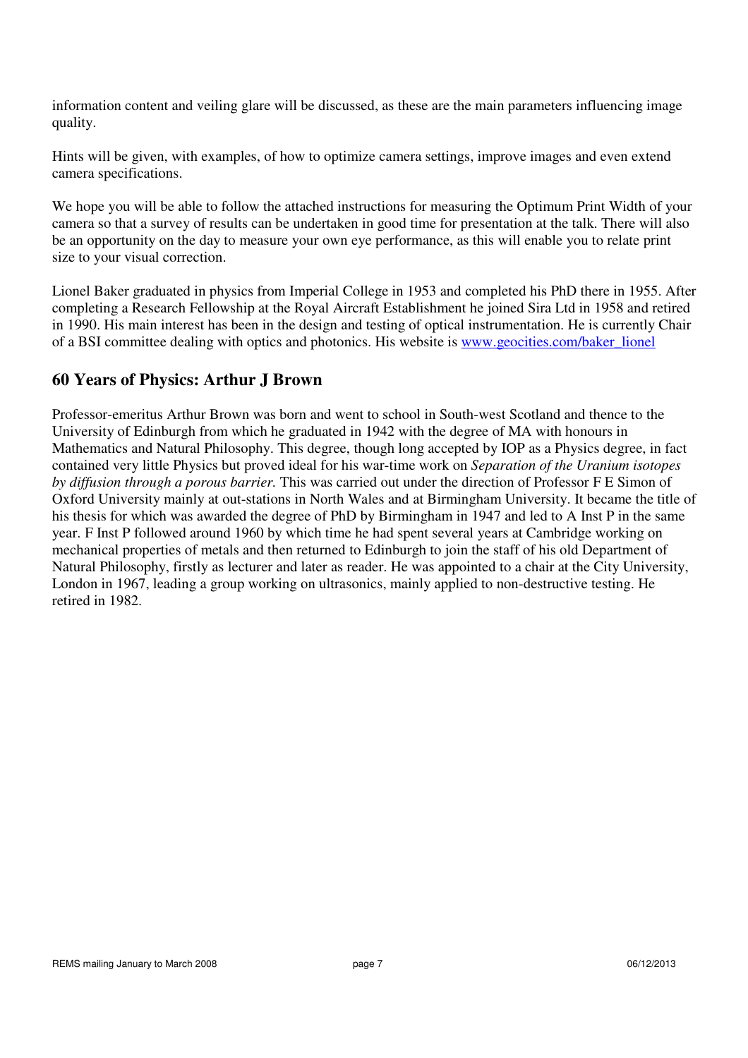information content and veiling glare will be discussed, as these are the main parameters influencing image quality.

Hints will be given, with examples, of how to optimize camera settings, improve images and even extend camera specifications.

We hope you will be able to follow the attached instructions for measuring the Optimum Print Width of your camera so that a survey of results can be undertaken in good time for presentation at the talk. There will also be an opportunity on the day to measure your own eye performance, as this will enable you to relate print size to your visual correction.

Lionel Baker graduated in physics from Imperial College in 1953 and completed his PhD there in 1955. After completing a Research Fellowship at the Royal Aircraft Establishment he joined Sira Ltd in 1958 and retired in 1990. His main interest has been in the design and testing of optical instrumentation. He is currently Chair of a BSI committee dealing with optics and photonics. His website is [www.geocities.com/baker_lionel](http://www.geocities.com/baker_lionel)

## 60 Years of Physics: Arthur J Brown

Professor-emeritus Arthur Brown was born and went to school in South-west Scotland and thence to the University of Edinburgh from which he graduated in 1942 with the degree of MA with honours in Mathematics and Natural Philosophy. This degree, though long accepted by IOP as a Physics degree, in fact contained very little Physics but proved ideal for his war-time work on *Separation of the Uranium isotopes by diffusion through a porous barrier.* This was carried out under the direction of Professor F E Simon of Oxford University mainly at out-stations in North Wales and at Birmingham University. It became the title of his thesis for which was awarded the degree of PhD by Birmingham in 1947 and led to A Inst P in the same year. F Inst P followed around 1960 by which time he had spent several years at Cambridge working on mechanical properties of metals and then returned to Edinburgh to join the staff of his old Department of Natural Philosophy, firstly as lecturer and later as reader. He was appointed to a chair at the City University, London in 1967, leading a group working on ultrasonics, mainly applied to non-destructive testing. He retired in 1982.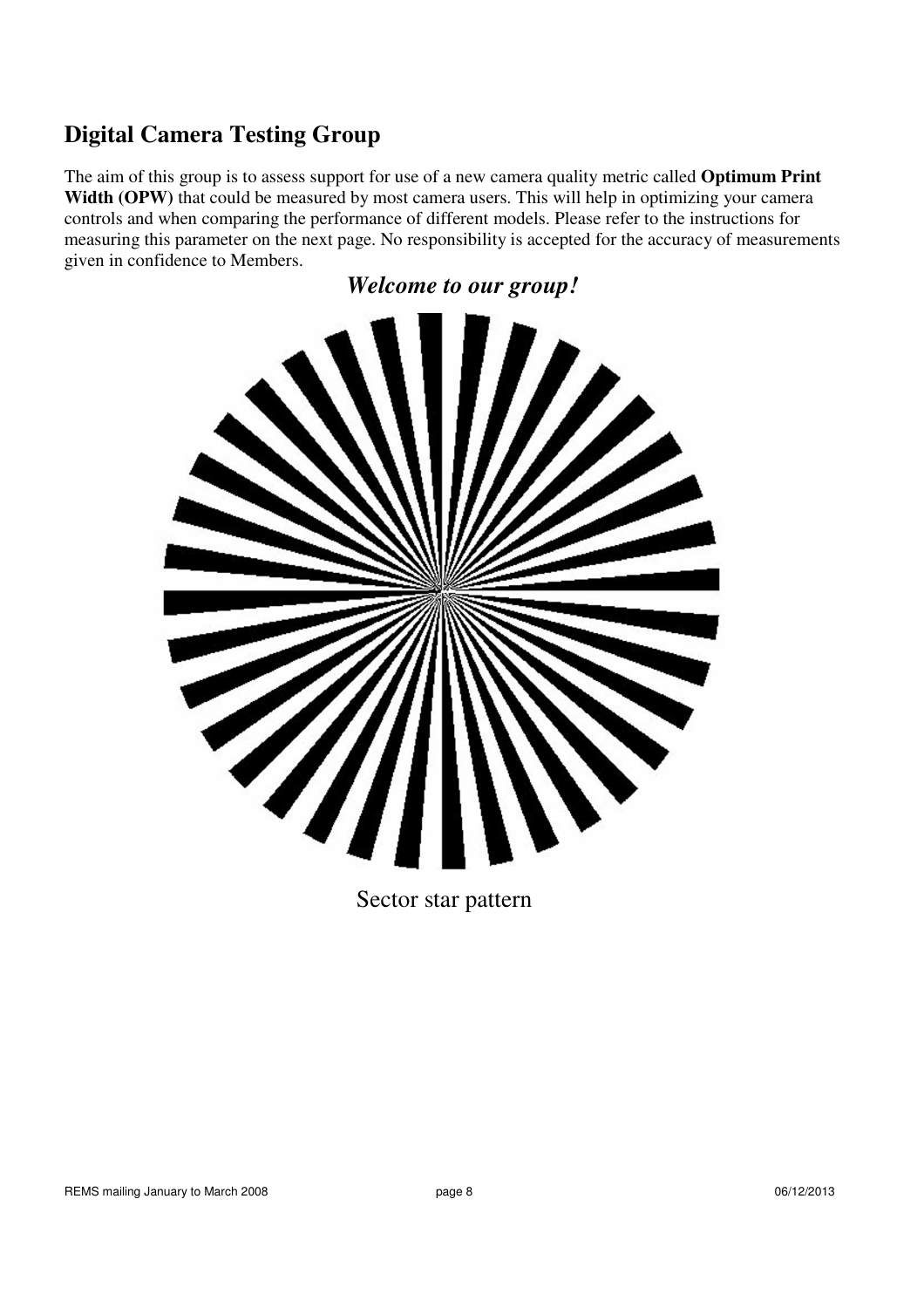## Digital Camera Testing Group

The aim of this group is to assess support for use of a new camera quality metric called **Optimum Print Width (OPW)** that could be measured by most camera users. This will help in optimizing your camera controls and when comparing the performance of different models. Please refer to the instructions for measuring this parameter on the next page. No responsibility is accepted for the accuracy of measurements given in confidence to Members.

***Welcome to our group!***

Sector star pattern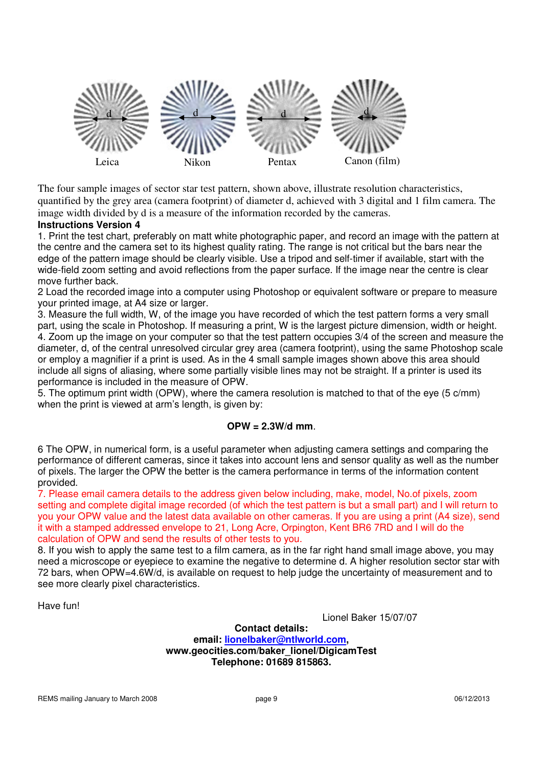Leica Nikon Pentax Canon (film)

The four sample images of sector star test pattern, shown above, illustrate resolution characteristics, quantified by the grey area (camera footprint) of diameter d, achieved with 3 digital and 1 film camera. The image width divided by d is a measure of the information recorded by the cameras.

**Instructions Version 4**

1. Print the test chart, preferably on matt white photographic paper, and record an image with the pattern at the centre and the camera set to its highest quality rating. The range is not critical but the bars near the edge of the pattern image should be clearly visible. Use a tripod and self-timer if available, start with the wide-field zoom setting and avoid reflections from the paper surface. If the image near the centre is clear move further back.
2 Load the recorded image into a computer using Photoshop or equivalent software or prepare to measure your printed image, at A4 size or larger.
3. Measure the full width, W, of the image you have recorded of which the test pattern forms a very small part, using the scale in Photoshop. If measuring a print, W is the largest picture dimension, width or height.
4. Zoom up the image on your computer so that the test pattern occupies 3/4 of the screen and measure the diameter, d, of the central unresolved circular grey area (camera footprint), using the same Photoshop scale or employ a magnifier if a print is used. As in the 4 small sample images shown above this area should include all signs of aliasing, where some partially visible lines may not be straight. If a printer is used its performance is included in the measure of OPW.
5. The optimum print width (OPW), where the camera resolution is matched to that of the eye (5 c/mm) when the print is viewed at arm's length, is given by:

**OPW = 2.3W/d mm**.

6 The OPW, in numerical form, is a useful parameter when adjusting camera settings and comparing the performance of different cameras, since it takes into account lens and sensor quality as well as the number of pixels. The larger the OPW the better is the camera performance in terms of the information content provided.
7. Please email camera details to the address given below including, make, model, No.of pixels, zoom setting and complete digital image recorded (of which the test pattern is but a small part) and I will return to you your OPW value and the latest data available on other cameras. If you are using a print (A4 size), send it with a stamped addressed envelope to 21, Long Acre, Orpington, Kent BR6 7RD and I will do the calculation of OPW and send the results of other tests to you.
8. If you wish to apply the same test to a film camera, as in the far right hand small image above, you may need a microscope or eyepiece to examine the negative to determine d. A higher resolution sector star with 72 bars, when OPW=4.6W/d, is available on request to help judge the uncertainty of measurement and to see more clearly pixel characteristics.

Have fun!

Lionel Baker 15/07/07

**Contact details:**
**email: lionelbaker@ntlworld.com,**
**www.geocities.com/baker_lionel/DigicamTest**
**Telephone: 01689 815863.**